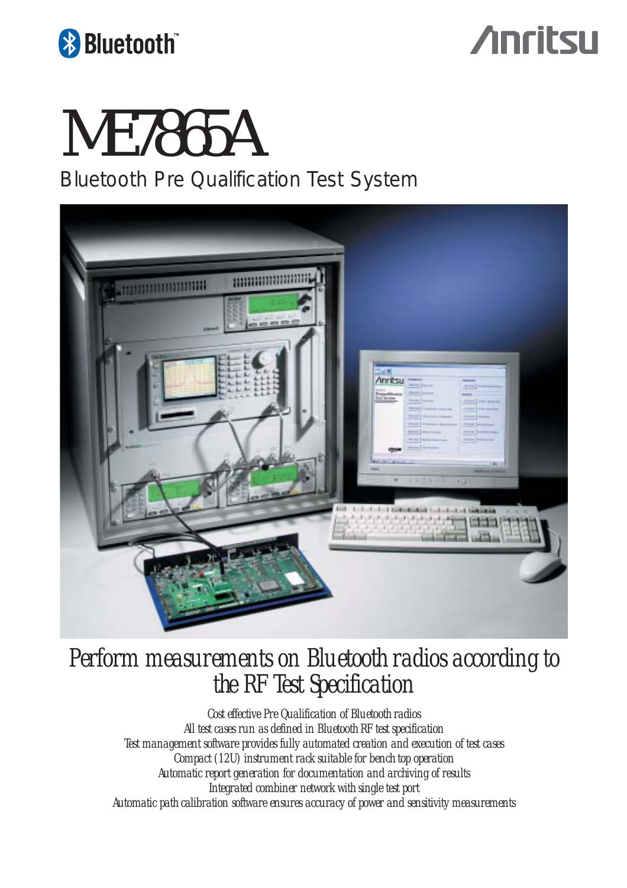Bluetooth™

Anritsu

# ME7865A

## Bluetooth Pre Qualification Test System

## *Perform measurements on Bluetooth radios according to the RF Test Specification*

*Cost effective Pre Qualification of Bluetooth radios*
*All test cases run as defined in Bluetooth RF test specification*
*Test management software provides fully automated creation and execution of test cases*
*Compact (12U) instrument rack suitable for bench top operation*
*Automatic report generation for documentation and archiving of results*
*Integrated combiner network with single test port*
*Automatic path calibration software ensures accuracy of power and sensitivity measurements*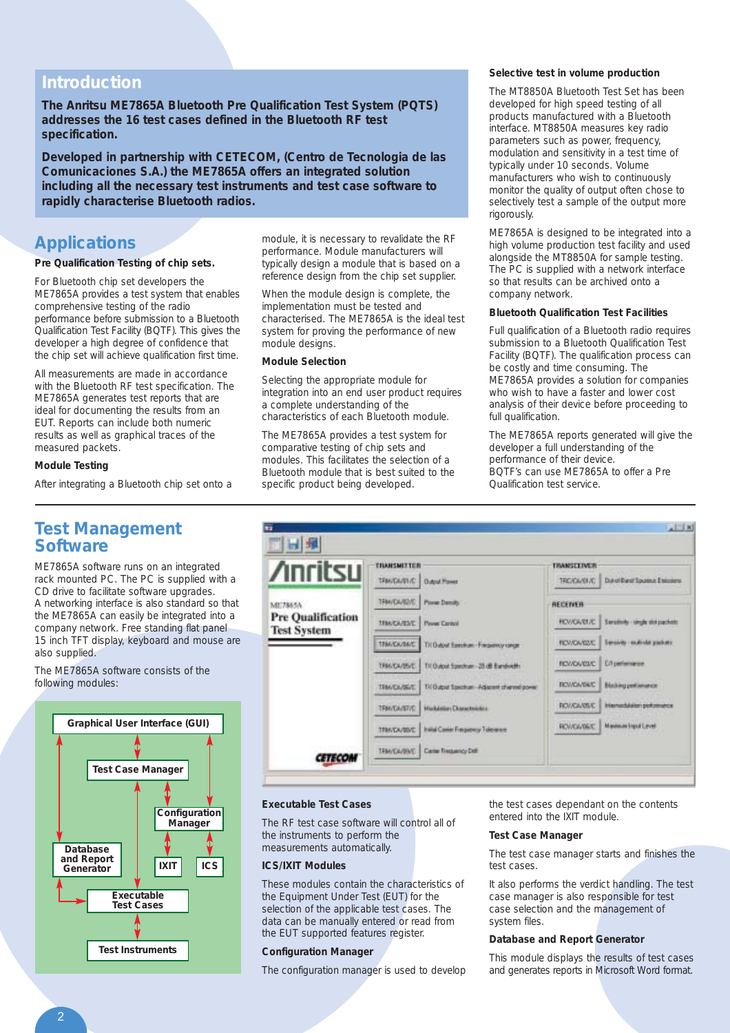## Introduction

**The Anritsu ME7865A Bluetooth Pre Qualification Test System (PQTS) addresses the 16 test cases defined in the Bluetooth RF test specification.**

**Developed in partnership with CETECOM, (Centro de Tecnologia de las Comunicaciones S.A.) the ME7865A offers an integrated solution including all the necessary test instruments and test case software to rapidly characterise Bluetooth radios.**

## Applications

### Pre Qualification Testing of chip sets.

For Bluetooth chip set developers the ME7865A provides a test system that enables comprehensive testing of the radio performance before submission to a Bluetooth Qualification Test Facility (BQTF). This gives the developer a high degree of confidence that the chip set will achieve qualification first time.

All measurements are made in accordance with the Bluetooth RF test specification. The ME7865A generates test reports that are ideal for documenting the results from an EUT. Reports can include both numeric results as well as graphical traces of the measured packets.

### Module Testing

After integrating a Bluetooth chip set onto a module, it is necessary to revalidate the RF performance. Module manufacturers will typically design a module that is based on a reference design from the chip set supplier.

When the module design is complete, the implementation must be tested and characterised. The ME7865A is the ideal test system for proving the performance of new module designs.

### Module Selection

Selecting the appropriate module for integration into an end user product requires a complete understanding of the characteristics of each Bluetooth module.

The ME7865A provides a test system for comparative testing of chip sets and modules. This facilitates the selection of a Bluetooth module that is best suited to the specific product being developed.

### Selective test in volume production

The MT8850A Bluetooth Test Set has been developed for high speed testing of all products manufactured with a Bluetooth interface. MT8850A measures key radio parameters such as power, frequency, modulation and sensitivity in a test time of typically under 10 seconds. Volume manufacturers who wish to continuously monitor the quality of output often chose to selectively test a sample of the output more rigorously.

ME7865A is designed to be integrated into a high volume production test facility and used alongside the MT8850A for sample testing. The PC is supplied with a network interface so that results can be archived onto a company network.

### Bluetooth Qualification Test Facilities

Full qualification of a Bluetooth radio requires submission to a Bluetooth Qualification Test Facility (BQTF). The qualification process can be costly and time consuming. The ME7865A provides a solution for companies who wish to have a faster and lower cost analysis of their device before proceeding to full qualification.

The ME7865A reports generated will give the developer a full understanding of the performance of their device.
BQTF's can use ME7865A to offer a Pre Qualification test service.

## Test Management Software

ME7865A software runs on an integrated rack mounted PC. The PC is supplied with a CD drive to facilitate software upgrades.
A networking interface is also standard so that the ME7865A can easily be integrated into a company network. Free standing flat panel 15 inch TFT display, keyboard and mouse are also supplied.

The ME7865A software consists of the following modules:

Graphical User Interface (GUI)
Test Case Manager
Configuration Manager
Database and Report Generator
IXIT
ICS
Executable Test Cases
Test Instruments

Anritsu
ME7865A
Pre Qualification Test System
CETECOM

| TRANSMITTER | | TRANSCEIVER | |
|---|---|---|---|
| TRM/CA/01/C | Output Power | TRC/CA/01/C | Out-of-Band Spurious Emissions |
| TRM/CA/02/C | Power Density | **RECEIVER** | |
| TRM/CA/03/C | Power Control | RCV/CA/01/C | Sensitivity - single slot packets |
| TRM/CA/04/C | TX Output Spectrum - Frequency range | RCV/CA/02/C | Sensitivity - multi-slot packets |
| TRM/CA/05/C | TX Output Spectrum - 20 dB Bandwidth | RCV/CA/03/C | C/I performance |
| TRM/CA/06/C | TX Output Spectrum - Adjacent channel power | RCV/CA/04/C | Blocking performance |
| TRM/CA/07/C | Modulation Characteristics | RCV/CA/05/C | Intermodulation performance |
| TRM/CA/08/C | Initial Carrier Frequency Tolerance | RCV/CA/06/C | Maximum Input Level |
| TRM/CA/09/C | Carrier Frequency Drift | | |

### Executable Test Cases

The RF test case software will control all of the instruments to perform the measurements automatically.

### ICS/IXIT Modules

These modules contain the characteristics of the Equipment Under Test (EUT) for the selection of the applicable test cases. The data can be manually entered or read from the EUT supported features register.

### Configuration Manager

The configuration manager is used to develop the test cases dependant on the contents entered into the IXIT module.

### Test Case Manager

The test case manager starts and finishes the test cases.

It also performs the verdict handling. The test case manager is also responsible for test case selection and the management of system files.

### Database and Report Generator

This module displays the results of test cases and generates reports in Microsoft Word format.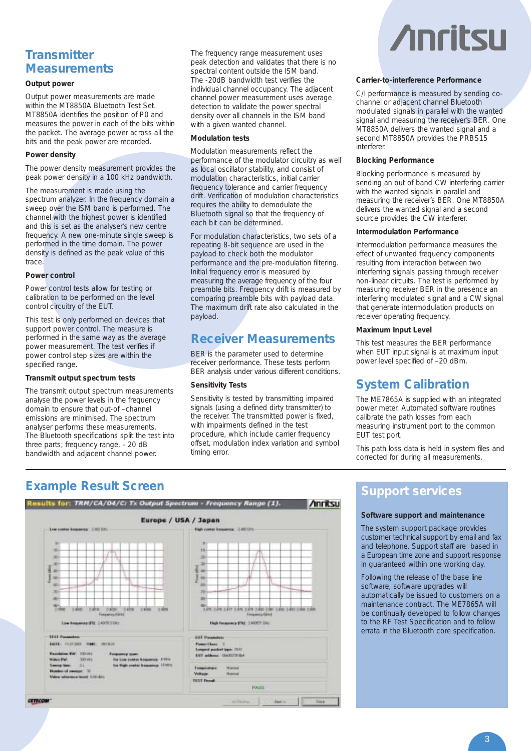## Transmitter Measurements

### Output power

Output power measurements are made within the MT8850A Bluetooth Test Set. MT8850A identifies the position of P0 and measures the power in each of the bits within the packet. The average power across all the bits and the peak power are recorded.

### Power density

The power density measurement provides the peak power density in a 100 kHz bandwidth.

The measurement is made using the spectrum analyzer. In the frequency domain a sweep over the ISM band is performed. The channel with the highest power is identified and this is set as the analyser's new centre frequency. A new one-minute single sweep is performed in the time domain. The power density is defined as the peak value of this trace.

### Power control

Power control tests allow for testing or calibration to be performed on the level control circuitry of the EUT.

This test is only performed on devices that support power control. The measure is performed in the same way as the average power measurement. The test verifies if power control step sizes are within the specified range.

### Transmit output spectrum tests

The transmit output spectrum measurements analyse the power levels in the frequency domain to ensure that out-of –channel emissions are minimised. The spectrum analyser performs these measurements. The Bluetooth specifications split the test into three parts; frequency range, - 20 dB bandwidth and adjacent channel power.

The frequency range measurement uses peak detection and validates that there is no spectral content outside the ISM band. The -20dB bandwidth test verifies the individual channel occupancy. The adjacent channel power measurement uses average detection to validate the power spectral density over all channels in the ISM band with a given wanted channel.

### Modulation tests

Modulation measurements reflect the performance of the modulator circuitry as well as local oscillator stability, and consist of modulation characteristics, initial carrier frequency tolerance and carrier frequency drift. Verification of modulation characteristics requires the ability to demodulate the Bluetooth signal so that the frequency of each bit can be determined.

For modulation characteristics, two sets of a repeating 8-bit sequence are used in the payload to check both the modulator performance and the pre-modulation filtering. Initial frequency error is measured by measuring the average frequency of the four preamble bits. Frequency drift is measured by comparing preamble bits with payload data. The maximum drift rate also calculated in the payload.

## Receiver Measurements

BER is the parameter used to determine receiver performance. These tests perform BER analysis under various different conditions.

### Sensitivity Tests

Sensitivity is tested by transmitting impaired signals (using a defined dirty transmitter) to the receiver. The transmitted power is fixed, with impairments defined in the test procedure, which include carrier frequency offset, modulation index variation and symbol timing error.

### Carrier-to-interference Performance

C/I performance is measured by sending co-channel or adjacent channel Bluetooth modulated signals in parallel with the wanted signal and measuring the receiver's BER. One MT8850A delivers the wanted signal and a second MT8850A provides the PRBS15 interferer.

### Blocking Performance

Blocking performance is measured by sending an out of band CW interfering carrier with the wanted signals in parallel and measuring the receiver's BER. One MT8850A delivers the wanted signal and a second source provides the CW interferer.

### Intermodulation Performance

Intermodulation performance measures the effect of unwanted frequency components resulting from interaction between two interfering signals passing through receiver non-linear circuits. The test is performed by measuring receiver BER in the presence an interfering modulated signal and a CW signal that generate intermodulation products on receiver operating frequency.

### Maximum Input Level

This test measures the BER performance when EUT input signal is at maximum input power level specified of –20 dBm.

## System Calibration

The ME7865A is supplied with an integrated power meter. Automated software routines calibrate the path losses from each measuring instrument port to the common EUT test port.

This path loss data is held in system files and corrected for during all measurements.

## Example Result Screen

## Support services

### Software support and maintenance

The system support package provides customer technical support by email and fax and telephone. Support staff are based in a European time zone and support response in guaranteed within one working day.

Following the release of the base line software, software upgrades will automatically be issued to customers on a maintenance contract. The ME7865A will be continually developed to follow changes to the RF Test Specification and to follow errata in the Bluetooth core specification.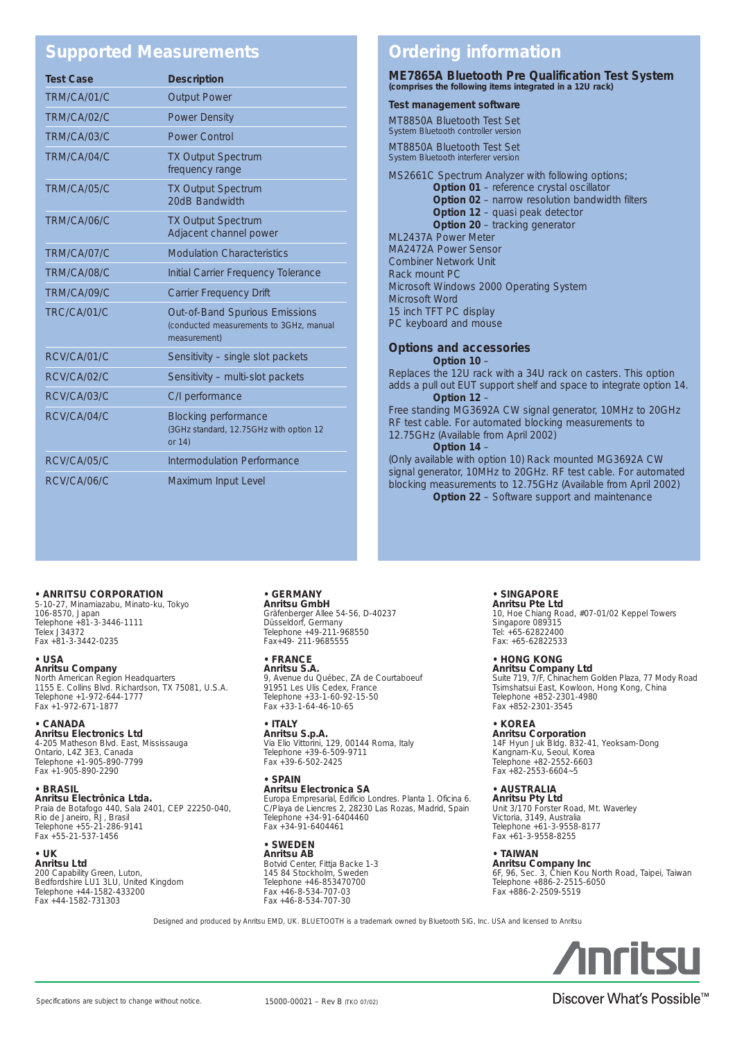## Supported Measurements

| Test Case | Description |
|---|---|
| TRM/CA/01/C | Output Power |
| TRM/CA/02/C | Power Density |
| TRM/CA/03/C | Power Control |
| TRM/CA/04/C | TX Output Spectrum frequency range |
| TRM/CA/05/C | TX Output Spectrum 20dB Bandwidth |
| TRM/CA/06/C | TX Output Spectrum Adjacent channel power |
| TRM/CA/07/C | Modulation Characteristics |
| TRM/CA/08/C | Initial Carrier Frequency Tolerance |
| TRM/CA/09/C | Carrier Frequency Drift |
| TRC/CA/01/C | Out-of-Band Spurious Emissions (conducted measurements to 3GHz, manual measurement) |
| RCV/CA/01/C | Sensitivity – single slot packets |
| RCV/CA/02/C | Sensitivity – multi-slot packets |
| RCV/CA/03/C | C/I performance |
| RCV/CA/04/C | Blocking performance (3GHz standard, 12.75GHz with option 12 or 14) |
| RCV/CA/05/C | Intermodulation Performance |
| RCV/CA/06/C | Maximum Input Level |

## Ordering information

### ME7865A Bluetooth Pre Qualification Test System
**(comprises the following items integrated in a 12U rack)**

**Test management software**

MT8850A Bluetooth Test Set
System Bluetooth controller version

MT8850A Bluetooth Test Set
System Bluetooth interferer version

MS2661C Spectrum Analyzer with following options;
- **Option 01** – reference crystal oscillator
- **Option 02** – narrow resolution bandwidth filters
- **Option 12** – quasi peak detector
- **Option 20** – tracking generator

ML2437A Power Meter
MA2472A Power Sensor
Combiner Network Unit
Rack mount PC
Microsoft Windows 2000 Operating System
Microsoft Word
15 inch TFT PC display
PC keyboard and mouse

### Options and accessories

**Option 10** –
Replaces the 12U rack with a 34U rack on casters. This option adds a pull out EUT support shelf and space to integrate option 14.

**Option 12** –
Free standing MG3692A CW signal generator, 10MHz to 20GHz RF test cable. For automated blocking measurements to 12.75GHz (Available from April 2002)

**Option 14** –
(Only available with option 10) Rack mounted MG3692A CW signal generator, 10MHz to 20GHz. RF test cable. For automated blocking measurements to 12.75GHz (Available from April 2002)

**Option 22** – Software support and maintenance

**• ANRITSU CORPORATION**
5-10-27, Minamiazabu, Minato-ku, Tokyo
106-8570, Japan
Telephone +81-3-3446-1111
Telex J34372
Fax +81-3-3442-0235

**• USA**
**Anritsu Company**
North American Region Headquarters
1155 E. Collins Blvd. Richardson, TX 75081, U.S.A.
Telephone +1-972-644-1777
Fax +1-972-671-1877

**• CANADA**
**Anritsu Electronics Ltd**
4-205 Matheson Blvd. East, Mississauga
Ontario, L4Z 3E3, Canada
Telephone +1-905-890-7799
Fax +1-905-890-2290

**• BRASIL**
**Anritsu Electrônica Ltda.**
Praia de Botafogo 440, Sala 2401, CEP 22250-040,
Rio de Janeiro, RJ, Brasil
Telephone +55-21-286-9141
Fax +55-21-537-1456

**• UK**
**Anritsu Ltd**
200 Capability Green, Luton,
Bedfordshire LU1 3LU, United Kingdom
Telephone +44-1582-433200
Fax +44-1582-731303

**• GERMANY**
**Anritsu GmbH**
Gräfenberger Allee 54-56, D-40237
Düsseldorf, Germany
Telephone +49-211-968550
Fax+49- 211-9685555

**• FRANCE**
**Anritsu S.A.**
9, Avenue du Québec, ZA de Courtaboeuf
91951 Les Ulis Cedex, France
Telephone +33-1-60-92-15-50
Fax +33-1-64-46-10-65

**• ITALY**
**Anritsu S.p.A.**
Via Elio Vittorini, 129, 00144 Roma, Italy
Telephone +39-6-509-9711
Fax +39-6-502-2425

**• SPAIN**
**Anritsu Electronica SA**
Europa Empresarial, Edificio Londres. Planta 1. Oficina 6.
C/Playa de Liencres 2, 28230 Las Rozas, Madrid, Spain
Telephone +34-91-6404460
Fax +34-91-6404461

**• SWEDEN**
**Anritsu AB**
Botvid Center, Fittja Backe 1-3
145 84 Stockholm, Sweden
Telephone +46-853470700
Fax +46-8-534-707-03
Fax +46-8-534-707-30

**• SINGAPORE**
**Anritsu Pte Ltd**
10, Hoe Chiang Road, #07-01/02 Keppel Towers
Singapore 089315
Tel: +65-62822400
Fax: +65-62822533

**• HONG KONG**
**Anritsu Company Ltd**
Suite 719, 7/F, Chinachem Golden Plaza, 77 Mody Road
Tsimshatsui East, Kowloon, Hong Kong, China
Telephone +852-2301-4980
Fax +852-2301-3545

**• KOREA**
**Anritsu Corporation**
14F Hyun Juk Bldg. 832-41, Yeoksam-Dong
Kangnam-Ku, Seoul, Korea
Telephone +82-2552-6603
Fax +82-2553-6604~5

**• AUSTRALIA**
**Anritsu Pty Ltd**
Unit 3/170 Forster Road, Mt. Waverley
Victoria, 3149, Australia
Telephone +61-3-9558-8177
Fax +61-3-9558-8255

**• TAIWAN**
**Anritsu Company Inc**
6F, 96, Sec. 3, Chien Kou North Road, Taipei, Taiwan
Telephone +886-2-2515-6050
Fax +886-2-2509-5519

Designed and produced by Anritsu EMD, UK. BLUETOOTH is a trademark owned by Bluetooth SIG, Inc. USA and licensed to Anritsu

Anritsu
Discover What's Possible™

Specifications are subject to change without notice.

15000-00021 – Rev B (TKO 07/02)